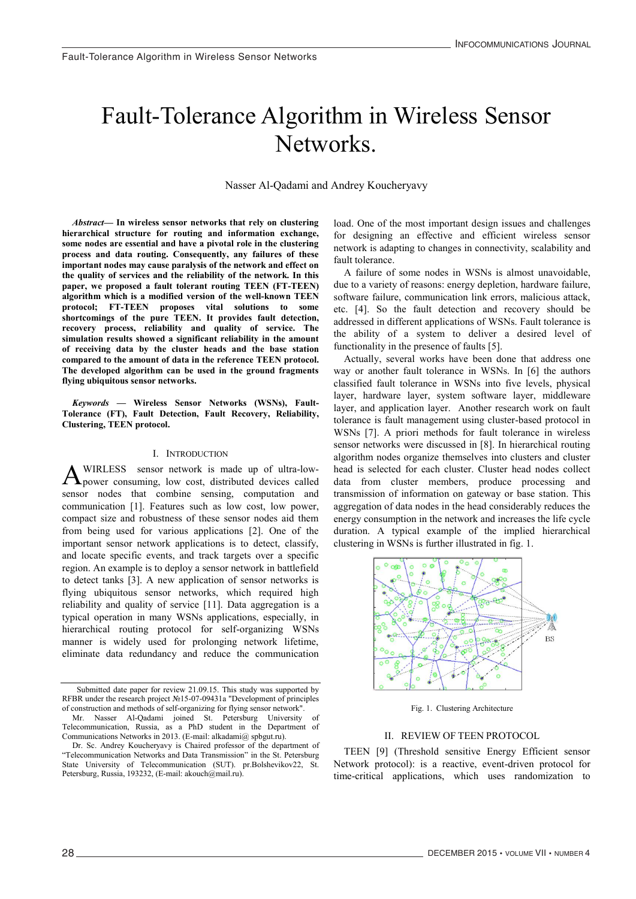# Fault-Tolerance Algorithm in Wireless Sensor Networks.

Nasser Al-Qadami and Andrey Koucheryavy

***Abstract*— In wireless sensor networks that rely on clustering hierarchical structure for routing and information exchange, some nodes are essential and have a pivotal role in the clustering process and data routing. Consequently, any failures of these important nodes may cause paralysis of the network and effect on the quality of services and the reliability of the network. In this paper, we proposed a fault tolerant routing TEEN (FT-TEEN) algorithm which is a modified version of the well-known TEEN protocol; FT-TEEN proposes vital solutions to some shortcomings of the pure TEEN. It provides fault detection, recovery process, reliability and quality of service. The simulation results showed a significant reliability in the amount of receiving data by the cluster heads and the base station compared to the amount of data in the reference TEEN protocol. The developed algorithm can be used in the ground fragments flying ubiquitous sensor networks.**

***Keywords* — Wireless Sensor Networks (WSNs), Fault-Tolerance (FT), Fault Detection, Fault Recovery, Reliability, Clustering, TEEN protocol.**

## I. Introduction

A WIRLESS sensor network is made up of ultra-low-power consuming, low cost, distributed devices called sensor nodes that combine sensing, computation and communication [1]. Features such as low cost, low power, compact size and robustness of these sensor nodes aid them from being used for various applications [2]. One of the important sensor network applications is to detect, classify, and locate specific events, and track targets over a specific region. An example is to deploy a sensor network in battlefield to detect tanks [3]. A new application of sensor networks is flying ubiquitous sensor networks, which required high reliability and quality of service [11]. Data aggregation is a typical operation in many WSNs applications, especially, in hierarchical routing protocol for self-organizing WSNs manner is widely used for prolonging network lifetime, eliminate data redundancy and reduce the communication load. One of the most important design issues and challenges for designing an effective and efficient wireless sensor network is adapting to changes in connectivity, scalability and fault tolerance.

A failure of some nodes in WSNs is almost unavoidable, due to a variety of reasons: energy depletion, hardware failure, software failure, communication link errors, malicious attack, etc. [4]. So the fault detection and recovery should be addressed in different applications of WSNs. Fault tolerance is the ability of a system to deliver a desired level of functionality in the presence of faults [5].

Actually, several works have been done that address one way or another fault tolerance in WSNs. In [6] the authors classified fault tolerance in WSNs into five levels, physical layer, hardware layer, system software layer, middleware layer, and application layer. Another research work on fault tolerance is fault management using cluster-based protocol in WSNs [7]. A priori methods for fault tolerance in wireless sensor networks were discussed in [8]. In hierarchical routing algorithm nodes organize themselves into clusters and cluster head is selected for each cluster. Cluster head nodes collect data from cluster members, produce processing and transmission of information on gateway or base station. This aggregation of data nodes in the head considerably reduces the energy consumption in the network and increases the life cycle duration. A typical example of the implied hierarchical clustering in WSNs is further illustrated in fig. 1.

Fig. 1. Clustering Architecture

## II. Review of TEEN Protocol

TEEN [9] (Threshold sensitive Energy Efficient sensor Network protocol): is a reactive, event-driven protocol for time-critical applications, which uses randomization to

---

Submitted date paper for review 21.09.15. This study was supported by RFBR under the research project №15-07-09431a "Development of principles of construction and methods of self-organizing for flying sensor network".

Mr. Nasser Al-Qadami joined St. Petersburg University of Telecommunication, Russia, as a PhD student in the Department of Communications Networks in 2013. (E-mail: alkadami@ spbgut.ru).

Dr. Sc. Andrey Koucheryavy is Chaired professor of the department of "Telecommunication Networks and Data Transmission" in the St. Petersburg State University of Telecommunication (SUT). pr.Bolshevikov22, St. Petersburg, Russia, 193232, (E-mail: akouch@mail.ru).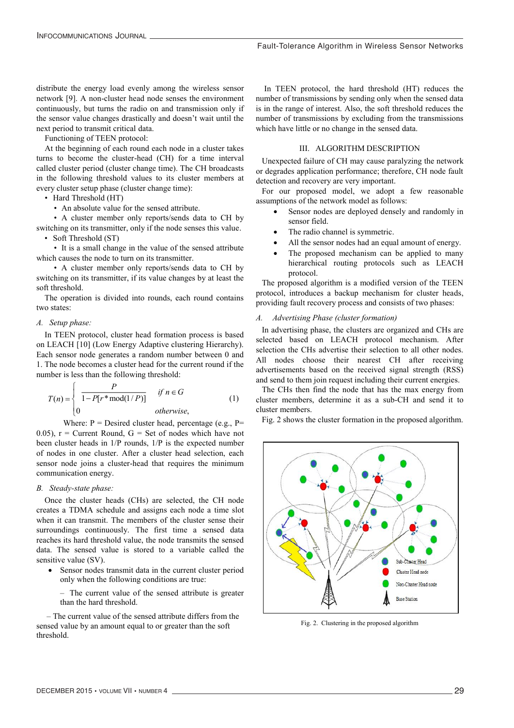distribute the energy load evenly among the wireless sensor network [9]. A non-cluster head node senses the environment continuously, but turns the radio on and transmission only if the sensor value changes drastically and doesn't wait until the next period to transmit critical data.

Functioning of TEEN protocol:

At the beginning of each round each node in a cluster takes turns to become the cluster-head (CH) for a time interval called cluster period (cluster change time). The CH broadcasts in the following threshold values to its cluster members at every cluster setup phase (cluster change time):

- Hard Threshold (HT)
  - An absolute value for the sensed attribute.
  - A cluster member only reports/sends data to CH by switching on its transmitter, only if the node senses this value.
- Soft Threshold (ST)
  - It is a small change in the value of the sensed attribute which causes the node to turn on its transmitter.
  - A cluster member only reports/sends data to CH by switching on its transmitter, if its value changes by at least the soft threshold.

The operation is divided into rounds, each round contains two states:

### *A. Setup phase:*

In TEEN protocol, cluster head formation process is based on LEACH [10] (Low Energy Adaptive clustering Hierarchy). Each sensor node generates a random number between 0 and 1. The node becomes a cluster head for the current round if the number is less than the following threshold:

$$T(n) = \begin{cases} \dfrac{P}{1 - P[r * \bmod(1/P)]} & \text{if } n \in G \\ 0 & \text{otherwise,} \end{cases} \tag{1}$$

Where: P = Desired cluster head, percentage (e.g., P= 0.05), r = Current Round, G = Set of nodes which have not been cluster heads in 1/P rounds, 1/P is the expected number of nodes in one cluster. After a cluster head selection, each sensor node joins a cluster-head that requires the minimum communication energy.

### *B. Steady-state phase:*

Once the cluster heads (CHs) are selected, the CH node creates a TDMA schedule and assigns each node a time slot when it can transmit. The members of the cluster sense their surroundings continuously. The first time a sensed data reaches its hard threshold value, the node transmits the sensed data. The sensed value is stored to a variable called the sensitive value (SV).

- Sensor nodes transmit data in the current cluster period only when the following conditions are true:

  – The current value of the sensed attribute is greater than the hard threshold.

  – The current value of the sensed attribute differs from the sensed value by an amount equal to or greater than the soft threshold.

In TEEN protocol, the hard threshold (HT) reduces the number of transmissions by sending only when the sensed data is in the range of interest. Also, the soft threshold reduces the number of transmissions by excluding from the transmissions which have little or no change in the sensed data.

## III. Algorithm Description

Unexpected failure of CH may cause paralyzing the network or degrades application performance; therefore, CH node fault detection and recovery are very important.

For our proposed model, we adopt a few reasonable assumptions of the network model as follows:

- Sensor nodes are deployed densely and randomly in sensor field.
- The radio channel is symmetric.
- All the sensor nodes had an equal amount of energy.
- The proposed mechanism can be applied to many hierarchical routing protocols such as LEACH protocol.

The proposed algorithm is a modified version of the TEEN protocol, introduces a backup mechanism for cluster heads, providing fault recovery process and consists of two phases:

### *A. Advertising Phase (cluster formation)*

In advertising phase, the clusters are organized and CHs are selected based on LEACH protocol mechanism. After selection the CHs advertise their selection to all other nodes. All nodes choose their nearest CH after receiving advertisements based on the received signal strength (RSS) and send to them join request including their current energies.

The CHs then find the node that has the max energy from cluster members, determine it as a sub-CH and send it to cluster members.

Fig. 2 shows the cluster formation in the proposed algorithm.

Fig. 2. Clustering in the proposed algorithm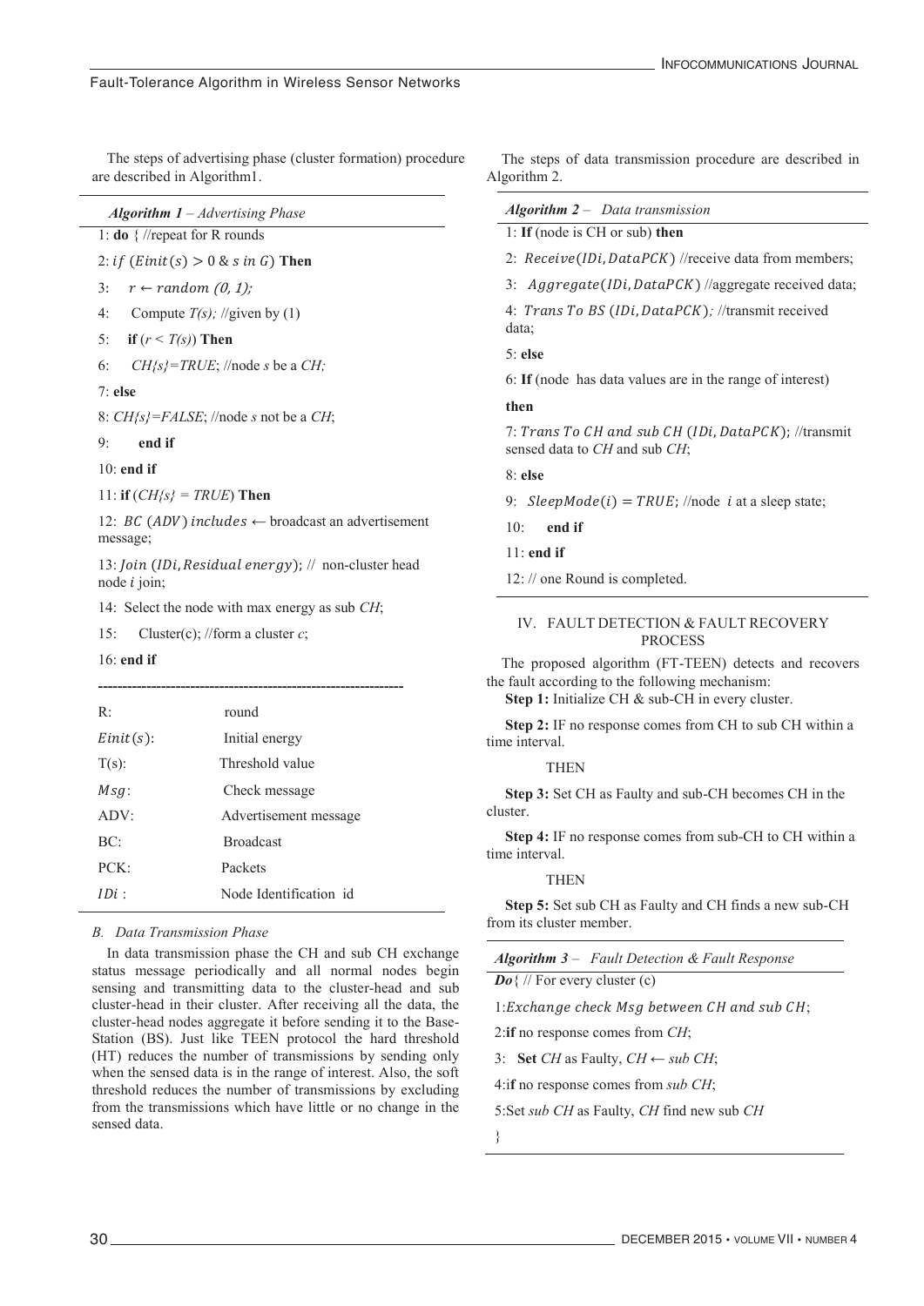The steps of advertising phase (cluster formation) procedure are described in Algorithm1.

***Algorithm 1** – Advertising Phase*

1: **do** { //repeat for R rounds

2: $if\ (Einit(s) > 0\ \&\ s\ in\ G)$ **Then**

3: $r \leftarrow random\ (0, 1);$

4: Compute *T(s);* //given by (1)

5: **if** ($r < T(s)$) **Then**

6: *CH{s}=TRUE*; //node *s* be a *CH;*

7: **else**

8: *CH{s}=FALSE*; //node *s* not be a *CH*;

9: **end if**

10: **end if**

11: **if** (*CH{s} = TRUE*) **Then**

12: $BC\ (ADV)\ includes \leftarrow$ broadcast an advertisement message;

13: $Join\ (IDi, Residual\ energy)$; // non-cluster head node $i$ join;

14: Select the node with max energy as sub *CH*;

15: Cluster(c); //form a cluster *c*;

16: **end if**

---

| | |
|---|---|
| R: | round |
| $Einit(s)$: | Initial energy |
| T(s): | Threshold value |
| $Msg$: | Check message |
| ADV: | Advertisement message |
| BC: | Broadcast |
| PCK: | Packets |
| $IDi$ : | Node Identification id |

### *B. Data Transmission Phase*

In data transmission phase the CH and sub CH exchange status message periodically and all normal nodes begin sensing and transmitting data to the cluster-head and sub cluster-head in their cluster. After receiving all the data, the cluster-head nodes aggregate it before sending it to the Base-Station (BS). Just like TEEN protocol the hard threshold (HT) reduces the number of transmissions by sending only when the sensed data is in the range of interest. Also, the soft threshold reduces the number of transmissions by excluding from the transmissions which have little or no change in the sensed data.

The steps of data transmission procedure are described in Algorithm 2.

***Algorithm 2** – Data transmission*

1: **If** (node is CH or sub) **then**

2: $Receive(IDi, DataPCK)$ //receive data from members;

3: $Aggregate(IDi, DataPCK)$ //aggregate received data;

4: $Trans\ To\ BS\ (IDi, DataPCK)$; //transmit received data;

5: **else**

6: **If** (node has data values are in the range of interest) **then**

7: $Trans\ To\ CH\ and\ sub\ CH\ (IDi, DataPCK)$; //transmit sensed data to *CH* and sub *CH*;

8: **else**

9: $SleepMode(i) = TRUE$; //node $i$ at a sleep state;

10: **end if**

11: **end if**

12: // one Round is completed.

## IV. FAULT DETECTION & FAULT RECOVERY PROCESS

The proposed algorithm (FT-TEEN) detects and recovers the fault according to the following mechanism:

**Step 1:** Initialize CH & sub-CH in every cluster.

**Step 2:** IF no response comes from CH to sub CH within a time interval.

THEN

**Step 3:** Set CH as Faulty and sub-CH becomes CH in the cluster.

**Step 4:** IF no response comes from sub-CH to CH within a time interval.

THEN

**Step 5:** Set sub CH as Faulty and CH finds a new sub-CH from its cluster member.

***Algorithm 3** – Fault Detection & Fault Response*

***Do***{ // For every cluster (c)

1:$Exchange\ check\ Msg\ between\ CH\ and\ sub\ CH$;

2:**if** no response comes from *CH*;

3: **Set** *CH* as Faulty, $CH \leftarrow sub\ CH$;

4:**if** no response comes from *sub CH*;

5:Set *sub CH* as Faulty, *CH* find new sub *CH*

}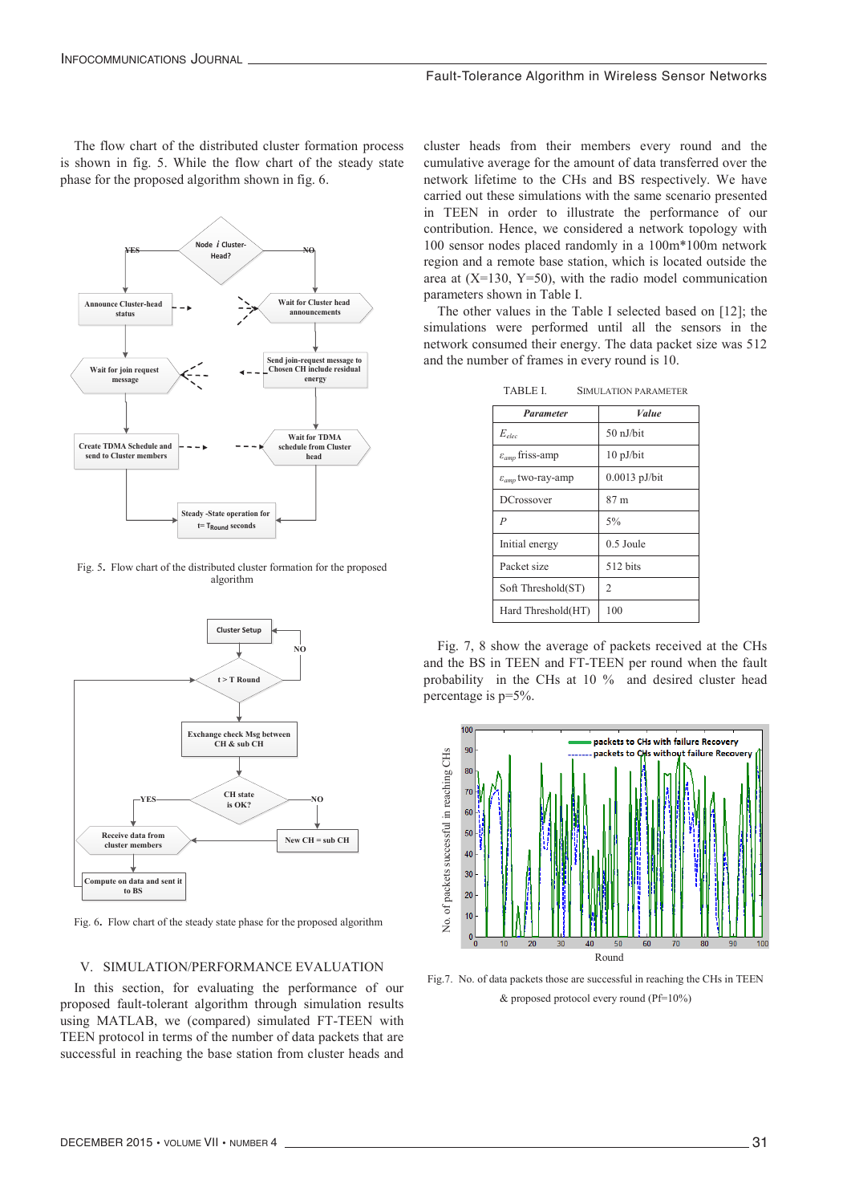The flow chart of the distributed cluster formation process is shown in fig. 5. While the flow chart of the steady state phase for the proposed algorithm shown in fig. 6.

Fig. 5. Flow chart of the distributed cluster formation for the proposed algorithm

Fig. 6. Flow chart of the steady state phase for the proposed algorithm

## V. SIMULATION/PERFORMANCE EVALUATION

In this section, for evaluating the performance of our proposed fault-tolerant algorithm through simulation results using MATLAB, we (compared) simulated FT-TEEN with TEEN protocol in terms of the number of data packets that are successful in reaching the base station from cluster heads and cluster heads from their members every round and the cumulative average for the amount of data transferred over the network lifetime to the CHs and BS respectively. We have carried out these simulations with the same scenario presented in TEEN in order to illustrate the performance of our contribution. Hence, we considered a network topology with 100 sensor nodes placed randomly in a 100m*100m network region and a remote base station, which is located outside the area at (X=130, Y=50), with the radio model communication parameters shown in Table I.

The other values in the Table I selected based on [12]; the simulations were performed until all the sensors in the network consumed their energy. The data packet size was 512 and the number of frames in every round is 10.

TABLE I. SIMULATION PARAMETER

| *Parameter* | *Value* |
|---|---|
| $E_{elec}$ | 50 nJ/bit |
| $\varepsilon_{amp}$ friss-amp | 10 pJ/bit |
| $\varepsilon_{amp}$ two-ray-amp | 0.0013 pJ/bit |
| DCrossover | 87 m |
| *P* | 5% |
| Initial energy | 0.5 Joule |
| Packet size | 512 bits |
| Soft Threshold(ST) | 2 |
| Hard Threshold(HT) | 100 |

Fig. 7, 8 show the average of packets received at the CHs and the BS in TEEN and FT-TEEN per round when the fault probability in the CHs at 10 % and desired cluster head percentage is p=5%.

Fig.7. No. of data packets those are successful in reaching the CHs in TEEN & proposed protocol every round (Pf=10%)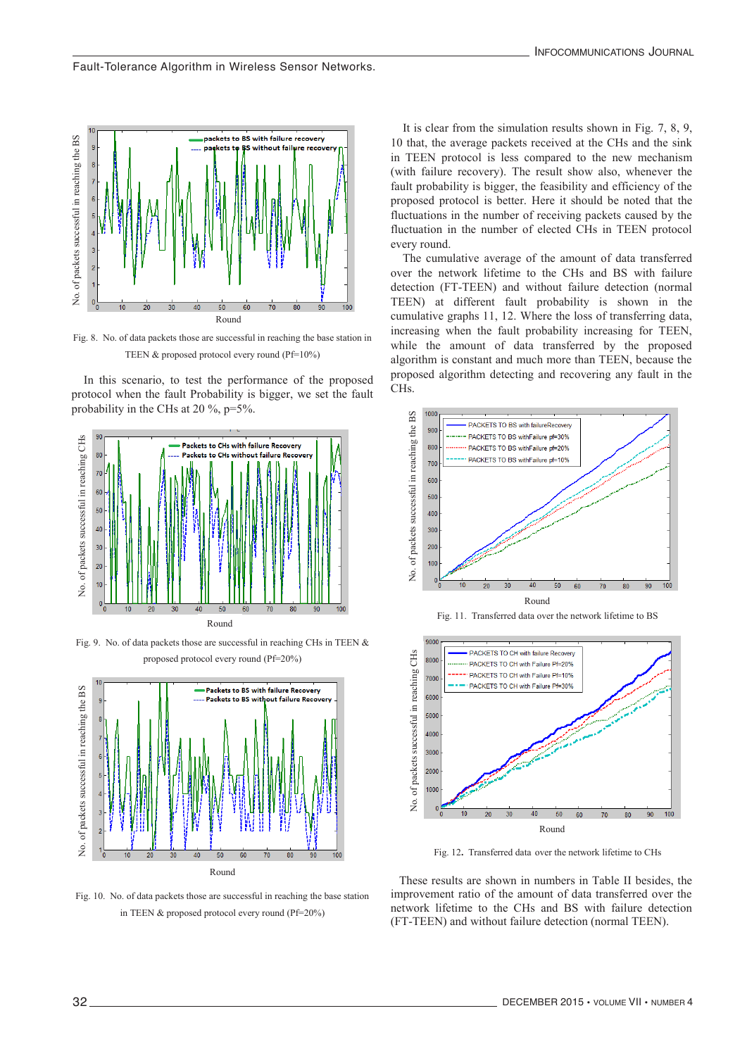Fig. 8. No. of data packets those are successful in reaching the base station in TEEN & proposed protocol every round (Pf=10%)

In this scenario, to test the performance of the proposed protocol when the fault Probability is bigger, we set the fault probability in the CHs at 20 %, p=5%.

Fig. 9. No. of data packets those are successful in reaching CHs in TEEN & proposed protocol every round (Pf=20%)

Fig. 10. No. of data packets those are successful in reaching the base station in TEEN & proposed protocol every round (Pf=20%)

It is clear from the simulation results shown in Fig. 7, 8, 9, 10 that, the average packets received at the CHs and the sink in TEEN protocol is less compared to the new mechanism (with failure recovery). The result show also, whenever the fault probability is bigger, the feasibility and efficiency of the proposed protocol is better. Here it should be noted that the fluctuations in the number of receiving packets caused by the fluctuation in the number of elected CHs in TEEN protocol every round.

The cumulative average of the amount of data transferred over the network lifetime to the CHs and BS with failure detection (FT-TEEN) and without failure detection (normal TEEN) at different fault probability is shown in the cumulative graphs 11, 12. Where the loss of transferring data, increasing when the fault probability increasing for TEEN, while the amount of data transferred by the proposed algorithm is constant and much more than TEEN, because the proposed algorithm detecting and recovering any fault in the CHs.

Fig. 11. Transferred data over the network lifetime to BS

Fig. 12. Transferred data over the network lifetime to CHs

These results are shown in numbers in Table II besides, the improvement ratio of the amount of data transferred over the network lifetime to the CHs and BS with failure detection (FT-TEEN) and without failure detection (normal TEEN).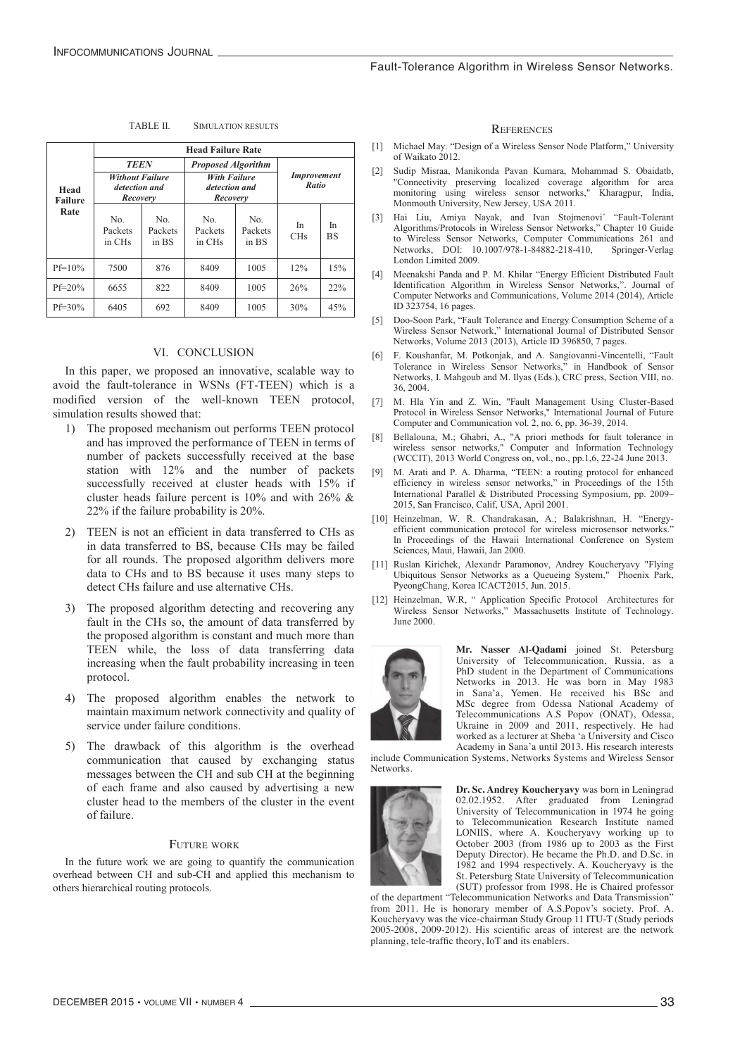TABLE II. SIMULATION RESULTS

| Head Failure Rate | TEEN | | Proposed Algorithm | | Improvement Ratio | |
|---|---|---|---|---|---|---|
| | ***Without Failure detection and Recovery*** | | ***With Failure detection and Recovery*** | | | |
| | No. Packets in CHs | No. Packets in BS | No. Packets in CHs | No. Packets in BS | In CHs | In BS |
| Pf=10% | 7500 | 876 | 8409 | 1005 | 12% | 15% |
| Pf=20% | 6655 | 822 | 8409 | 1005 | 26% | 22% |
| Pf=30% | 6405 | 692 | 8409 | 1005 | 30% | 45% |

## VI. CONCLUSION

In this paper, we proposed an innovative, scalable way to avoid the fault-tolerance in WSNs (FT-TEEN) which is a modified version of the well-known TEEN protocol, simulation results showed that:

1) The proposed mechanism out performs TEEN protocol and has improved the performance of TEEN in terms of number of packets successfully received at the base station with 12% and the number of packets successfully received at cluster heads with 15% if cluster heads failure percent is 10% and with 26% & 22% if the failure probability is 20%.
2) TEEN is not an efficient in data transferred to CHs as in data transferred to BS, because CHs may be failed for all rounds. The proposed algorithm delivers more data to CHs and to BS because it uses many steps to detect CHs failure and use alternative CHs.
3) The proposed algorithm detecting and recovering any fault in the CHs so, the amount of data transferred by the proposed algorithm is constant and much more than TEEN while, the loss of data transferring data increasing when the fault probability increasing in teen protocol.
4) The proposed algorithm enables the network to maintain maximum network connectivity and quality of service under failure conditions.
5) The drawback of this algorithm is the overhead communication that caused by exchanging status messages between the CH and sub CH at the beginning of each frame and also caused by advertising a new cluster head to the members of the cluster in the event of failure.

## FUTURE WORK

In the future work we are going to quantify the communication overhead between CH and sub-CH and applied this mechanism to others hierarchical routing protocols.

## REFERENCES

[1] Michael May. "Design of a Wireless Sensor Node Platform," University of Waikato 2012.

[2] Sudip Misraa, Manikonda Pavan Kumara, Mohammad S. Obaidatb, "Connectivity preserving localized coverage algorithm for area monitoring using wireless sensor networks," Kharagpur, India, Monmouth University, New Jersey, USA 2011.

[3] Hai Liu, Amiya Nayak, and Ivan Stojmenović "Fault-Tolerant Algorithms/Protocols in Wireless Sensor Networks," Chapter 10 Guide to Wireless Sensor Networks, Computer Communications 261 and Networks, DOI: 10.1007/978-1-84882-218-410, Springer-Verlag London Limited 2009.

[4] Meenakshi Panda and P. M. Khilar "Energy Efficient Distributed Fault Identification Algorithm in Wireless Sensor Networks,". Journal of Computer Networks and Communications, Volume 2014 (2014), Article ID 323754, 16 pages.

[5] Doo-Soon Park, "Fault Tolerance and Energy Consumption Scheme of a Wireless Sensor Network," International Journal of Distributed Sensor Networks, Volume 2013 (2013), Article ID 396850, 7 pages.

[6] F. Koushanfar, M. Potkonjak, and A. Sangiovanni-Vincentelli, "Fault Tolerance in Wireless Sensor Networks," in Handbook of Sensor Networks, I. Mahgoub and M. Ilyas (Eds.), CRC press, Section VIII, no. 36, 2004.

[7] M. Hla Yin and Z. Win, "Fault Management Using Cluster-Based Protocol in Wireless Sensor Networks," International Journal of Future Computer and Communication vol. 2, no. 6, pp. 36-39, 2014.

[8] Bellalouna, M.; Ghabri, A., "A priori methods for fault tolerance in wireless sensor networks," Computer and Information Technology (WCCIT), 2013 World Congress on, vol., no., pp.1,6, 22-24 June 2013.

[9] M. Arati and P. A. Dharma, "TEEN: a routing protocol for enhanced efficiency in wireless sensor networks," in Proceedings of the 15th International Parallel & Distributed Processing Symposium, pp. 2009–2015, San Francisco, Calif, USA, April 2001.

[10] Heinzelman, W. R. Chandrakasan, A.; Balakrishnan, H. "Energy-efficient communication protocol for wireless microsensor networks." In Proceedings of the Hawaii International Conference on System Sciences, Maui, Hawaii, Jan 2000.

[11] Ruslan Kirichek, Alexandr Paramonov, Andrey Koucheryavy "Flying Ubiquitous Sensor Networks as a Queueing System," Phoenix Park, PyeongChang, Korea ICACT2015, Jun. 2015.

[12] Heinzelman, W.R, " Application Specific Protocol Architectures for Wireless Sensor Networks," Massachusetts Institute of Technology. June 2000.

**Mr. Nasser Al-Qadami** joined St. Petersburg University of Telecommunication, Russia, as a PhD student in the Department of Communications Networks in 2013. He was born in May 1983 in Sana'a, Yemen. He received his BSc and MSc degree from Odessa National Academy of Telecommunications A.S Popov (ONAT), Odessa, Ukraine in 2009 and 2011, respectively. He had worked as a lecturer at Sheba 'a University and Cisco Academy in Sana'a until 2013. His research interests include Communication Systems, Networks Systems and Wireless Sensor Networks.

**Dr. Sc. Andrey Koucheryavy** was born in Leningrad 02.02.1952. After graduated from Leningrad University of Telecommunication in 1974 he going to Telecommunication Research Institute named LONIIS, where A. Koucheryavy working up to October 2003 (from 1986 up to 2003 as the First Deputy Director). He became the Ph.D. and D.Sc. in 1982 and 1994 respectively. A. Koucheryavy is the St. Petersburg State University of Telecommunication (SUT) professor from 1998. He is Chaired professor of the department "Telecommunication Networks and Data Transmission" from 2011. He is honorary member of A.S.Popov's society. Prof. A. Koucheryavy was the vice-chairman Study Group 11 ITU-T (Study periods 2005-2008, 2009-2012). His scientific areas of interest are the network planning, tele-traffic theory, IoT and its enablers.